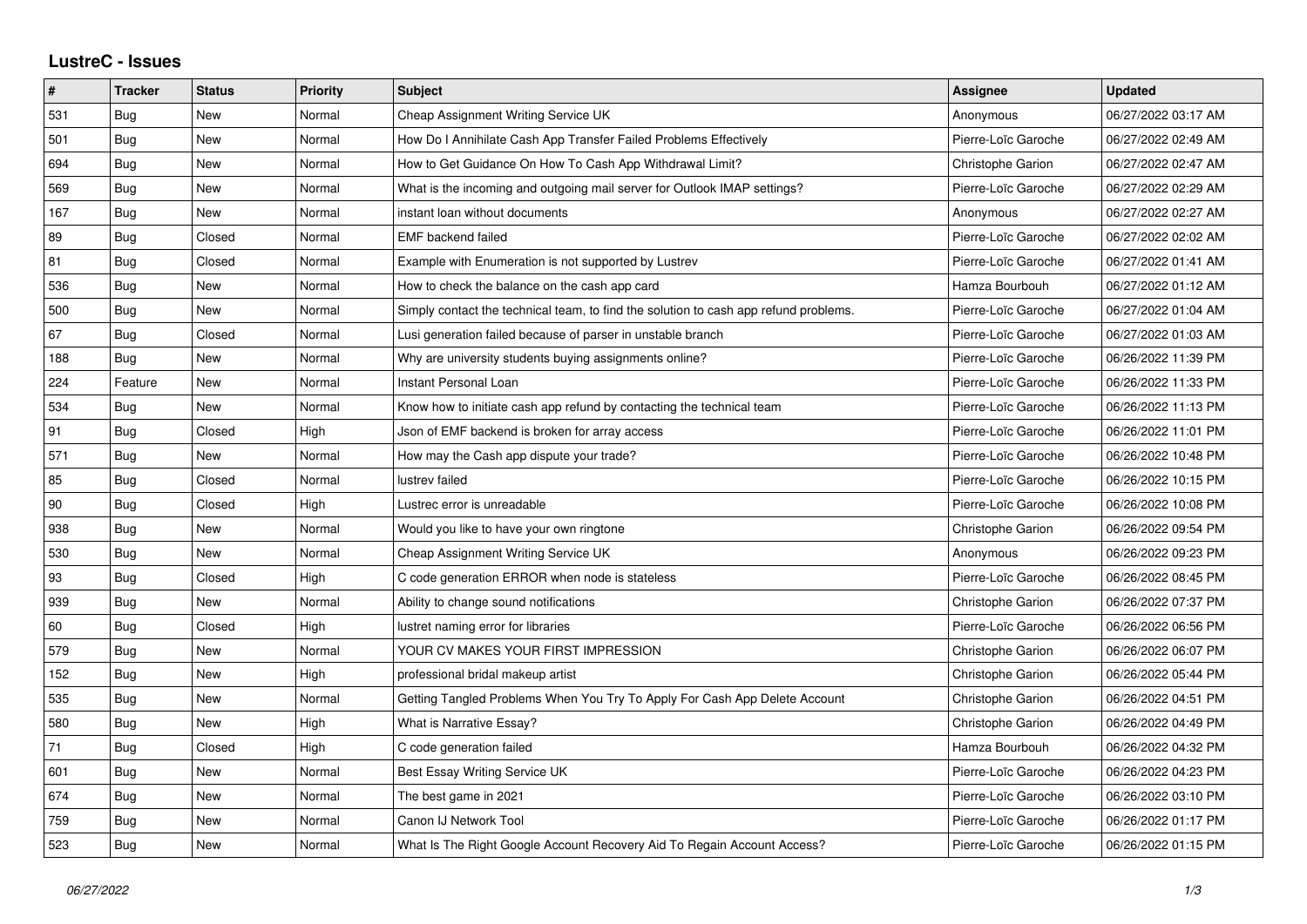# LustreC - Issues

| # | Tracker | Status | Priority | Subject | Assignee | Updated |
| --- | --- | --- | --- | --- | --- | --- |
| 531 | Bug | New | Normal | Cheap Assignment Writing Service UK | Anonymous | 06/27/2022 03:17 AM |
| 501 | Bug | New | Normal | How Do I Annihilate Cash App Transfer Failed Problems Effectively | Pierre-Loïc Garoche | 06/27/2022 02:49 AM |
| 694 | Bug | New | Normal | How to Get Guidance On How To Cash App Withdrawal Limit? | Christophe Garion | 06/27/2022 02:47 AM |
| 569 | Bug | New | Normal | What is the incoming and outgoing mail server for Outlook IMAP settings? | Pierre-Loïc Garoche | 06/27/2022 02:29 AM |
| 167 | Bug | New | Normal | instant loan without documents | Anonymous | 06/27/2022 02:27 AM |
| 89 | Bug | Closed | Normal | EMF backend failed | Pierre-Loïc Garoche | 06/27/2022 02:02 AM |
| 81 | Bug | Closed | Normal | Example with Enumeration is not supported by Lustrev | Pierre-Loïc Garoche | 06/27/2022 01:41 AM |
| 536 | Bug | New | Normal | How to check the balance on the cash app card | Hamza Bourbouh | 06/27/2022 01:12 AM |
| 500 | Bug | New | Normal | Simply contact the technical team, to find the solution to cash app refund problems. | Pierre-Loïc Garoche | 06/27/2022 01:04 AM |
| 67 | Bug | Closed | Normal | Lusi generation failed because of parser in unstable branch | Pierre-Loïc Garoche | 06/27/2022 01:03 AM |
| 188 | Bug | New | Normal | Why are university students buying assignments online? | Pierre-Loïc Garoche | 06/26/2022 11:39 PM |
| 224 | Feature | New | Normal | Instant Personal Loan | Pierre-Loïc Garoche | 06/26/2022 11:33 PM |
| 534 | Bug | New | Normal | Know how to initiate cash app refund by contacting the technical team | Pierre-Loïc Garoche | 06/26/2022 11:13 PM |
| 91 | Bug | Closed | High | Json of EMF backend is broken for array access | Pierre-Loïc Garoche | 06/26/2022 11:01 PM |
| 571 | Bug | New | Normal | How may the Cash app dispute your trade? | Pierre-Loïc Garoche | 06/26/2022 10:48 PM |
| 85 | Bug | Closed | Normal | lustrev failed | Pierre-Loïc Garoche | 06/26/2022 10:15 PM |
| 90 | Bug | Closed | High | Lustrec error is unreadable | Pierre-Loïc Garoche | 06/26/2022 10:08 PM |
| 938 | Bug | New | Normal | Would you like to have your own ringtone | Christophe Garion | 06/26/2022 09:54 PM |
| 530 | Bug | New | Normal | Cheap Assignment Writing Service UK | Anonymous | 06/26/2022 09:23 PM |
| 93 | Bug | Closed | High | C code generation ERROR when node is stateless | Pierre-Loïc Garoche | 06/26/2022 08:45 PM |
| 939 | Bug | New | Normal | Ability to change sound notifications | Christophe Garion | 06/26/2022 07:37 PM |
| 60 | Bug | Closed | High | lustret naming error for libraries | Pierre-Loïc Garoche | 06/26/2022 06:56 PM |
| 579 | Bug | New | Normal | YOUR CV MAKES YOUR FIRST IMPRESSION | Christophe Garion | 06/26/2022 06:07 PM |
| 152 | Bug | New | High | professional bridal makeup artist | Christophe Garion | 06/26/2022 05:44 PM |
| 535 | Bug | New | Normal | Getting Tangled Problems When You Try To Apply For Cash App Delete Account | Christophe Garion | 06/26/2022 04:51 PM |
| 580 | Bug | New | High | What is Narrative Essay? | Christophe Garion | 06/26/2022 04:49 PM |
| 71 | Bug | Closed | High | C code generation failed | Hamza Bourbouh | 06/26/2022 04:32 PM |
| 601 | Bug | New | Normal | Best Essay Writing Service UK | Pierre-Loïc Garoche | 06/26/2022 04:23 PM |
| 674 | Bug | New | Normal | The best game in 2021 | Pierre-Loïc Garoche | 06/26/2022 03:10 PM |
| 759 | Bug | New | Normal | Canon IJ Network Tool | Pierre-Loïc Garoche | 06/26/2022 01:17 PM |
| 523 | Bug | New | Normal | What Is The Right Google Account Recovery Aid To Regain Account Access? | Pierre-Loïc Garoche | 06/26/2022 01:15 PM |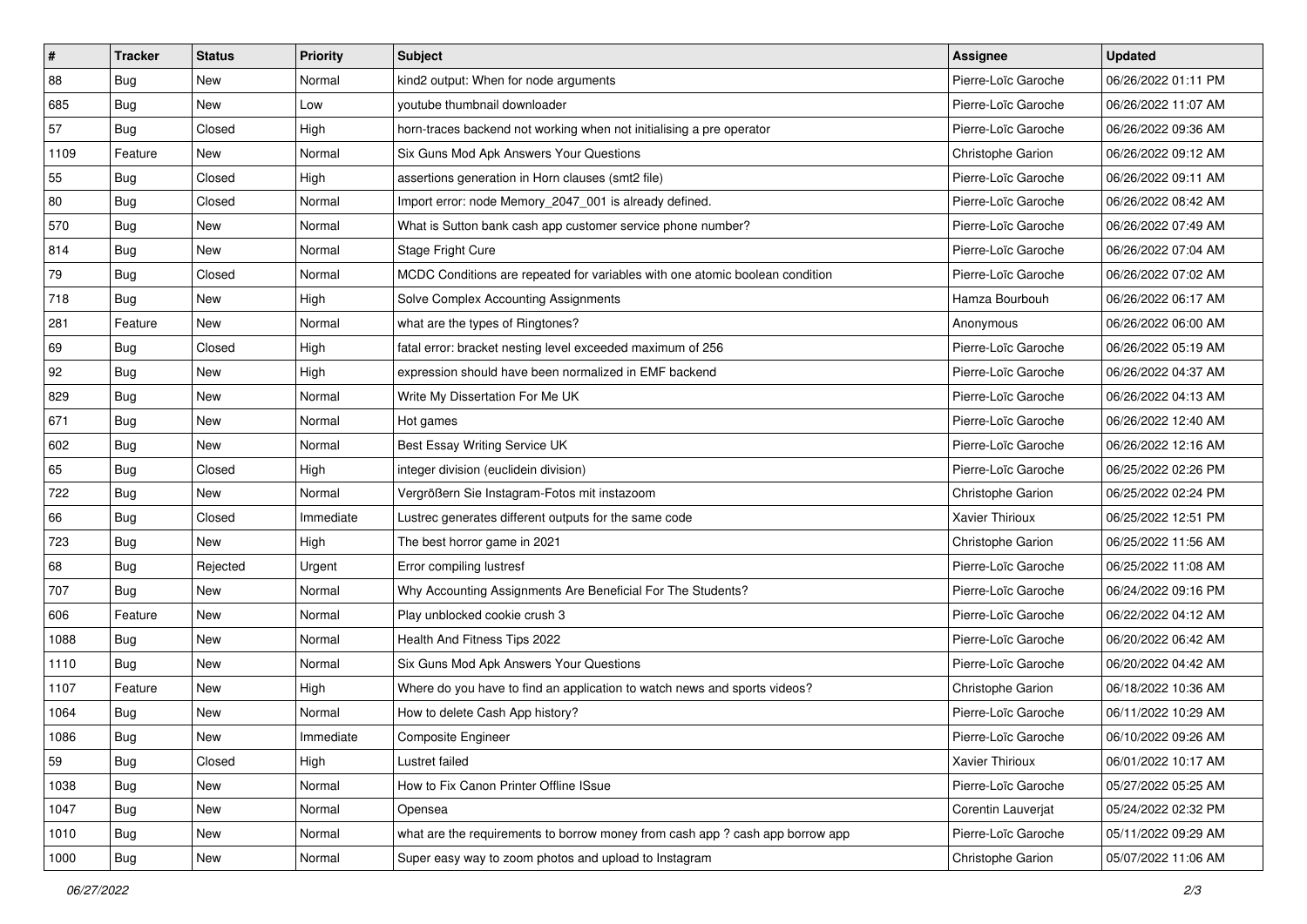| # | Tracker | Status | Priority | Subject | Assignee | Updated |
|---|---|---|---|---|---|---|
| 88 | Bug | New | Normal | kind2 output: When for node arguments | Pierre-Loïc Garoche | 06/26/2022 01:11 PM |
| 685 | Bug | New | Low | youtube thumbnail downloader | Pierre-Loïc Garoche | 06/26/2022 11:07 AM |
| 57 | Bug | Closed | High | horn-traces backend not working when not initialising a pre operator | Pierre-Loïc Garoche | 06/26/2022 09:36 AM |
| 1109 | Feature | New | Normal | Six Guns Mod Apk Answers Your Questions | Christophe Garion | 06/26/2022 09:12 AM |
| 55 | Bug | Closed | High | assertions generation in Horn clauses (smt2 file) | Pierre-Loïc Garoche | 06/26/2022 09:11 AM |
| 80 | Bug | Closed | Normal | Import error: node Memory_2047_001 is already defined. | Pierre-Loïc Garoche | 06/26/2022 08:42 AM |
| 570 | Bug | New | Normal | What is Sutton bank cash app customer service phone number? | Pierre-Loïc Garoche | 06/26/2022 07:49 AM |
| 814 | Bug | New | Normal | Stage Fright Cure | Pierre-Loïc Garoche | 06/26/2022 07:04 AM |
| 79 | Bug | Closed | Normal | MCDC Conditions are repeated for variables with one atomic boolean condition | Pierre-Loïc Garoche | 06/26/2022 07:02 AM |
| 718 | Bug | New | High | Solve Complex Accounting Assignments | Hamza Bourbouh | 06/26/2022 06:17 AM |
| 281 | Feature | New | Normal | what are the types of Ringtones? | Anonymous | 06/26/2022 06:00 AM |
| 69 | Bug | Closed | High | fatal error: bracket nesting level exceeded maximum of 256 | Pierre-Loïc Garoche | 06/26/2022 05:19 AM |
| 92 | Bug | New | High | expression should have been normalized in EMF backend | Pierre-Loïc Garoche | 06/26/2022 04:37 AM |
| 829 | Bug | New | Normal | Write My Dissertation For Me UK | Pierre-Loïc Garoche | 06/26/2022 04:13 AM |
| 671 | Bug | New | Normal | Hot games | Pierre-Loïc Garoche | 06/26/2022 12:40 AM |
| 602 | Bug | New | Normal | Best Essay Writing Service UK | Pierre-Loïc Garoche | 06/26/2022 12:16 AM |
| 65 | Bug | Closed | High | integer division (euclidein division) | Pierre-Loïc Garoche | 06/25/2022 02:26 PM |
| 722 | Bug | New | Normal | Vergrößern Sie Instagram-Fotos mit instazoom | Christophe Garion | 06/25/2022 02:24 PM |
| 66 | Bug | Closed | Immediate | Lustrec generates different outputs for the same code | Xavier Thirioux | 06/25/2022 12:51 PM |
| 723 | Bug | New | High | The best horror game in 2021 | Christophe Garion | 06/25/2022 11:56 AM |
| 68 | Bug | Rejected | Urgent | Error compiling lustresf | Pierre-Loïc Garoche | 06/25/2022 11:08 AM |
| 707 | Bug | New | Normal | Why Accounting Assignments Are Beneficial For The Students? | Pierre-Loïc Garoche | 06/24/2022 09:16 PM |
| 606 | Feature | New | Normal | Play unblocked cookie crush 3 | Pierre-Loïc Garoche | 06/22/2022 04:12 AM |
| 1088 | Bug | New | Normal | Health And Fitness Tips 2022 | Pierre-Loïc Garoche | 06/20/2022 06:42 AM |
| 1110 | Bug | New | Normal | Six Guns Mod Apk Answers Your Questions | Pierre-Loïc Garoche | 06/20/2022 04:42 AM |
| 1107 | Feature | New | High | Where do you have to find an application to watch news and sports videos? | Christophe Garion | 06/18/2022 10:36 AM |
| 1064 | Bug | New | Normal | How to delete Cash App history? | Pierre-Loïc Garoche | 06/11/2022 10:29 AM |
| 1086 | Bug | New | Immediate | Composite Engineer | Pierre-Loïc Garoche | 06/10/2022 09:26 AM |
| 59 | Bug | Closed | High | Lustret failed | Xavier Thirioux | 06/01/2022 10:17 AM |
| 1038 | Bug | New | Normal | How to Fix Canon Printer Offline ISsue | Pierre-Loïc Garoche | 05/27/2022 05:25 AM |
| 1047 | Bug | New | Normal | Opensea | Corentin Lauverjat | 05/24/2022 02:32 PM |
| 1010 | Bug | New | Normal | what are the requirements to borrow money from cash app ? cash app borrow app | Pierre-Loïc Garoche | 05/11/2022 09:29 AM |
| 1000 | Bug | New | Normal | Super easy way to zoom photos and upload to Instagram | Christophe Garion | 05/07/2022 11:06 AM |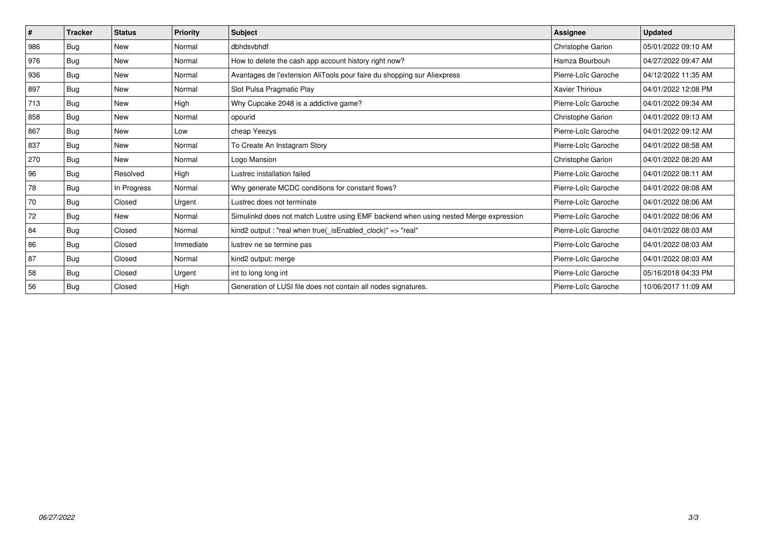| # | Tracker | Status | Priority | Subject | Assignee | Updated |
|---|---|---|---|---|---|---|
| 986 | Bug | New | Normal | dbhdsvbhdf | Christophe Garion | 05/01/2022 09:10 AM |
| 976 | Bug | New | Normal | How to delete the cash app account history right now? | Hamza Bourbouh | 04/27/2022 09:47 AM |
| 936 | Bug | New | Normal | Avantages de l'extension AliTools pour faire du shopping sur Aliexpress | Pierre-Loïc Garoche | 04/12/2022 11:35 AM |
| 897 | Bug | New | Normal | Slot Pulsa Pragmatic Play | Xavier Thirioux | 04/01/2022 12:08 PM |
| 713 | Bug | New | High | Why Cupcake 2048 is a addictive game? | Pierre-Loïc Garoche | 04/01/2022 09:34 AM |
| 858 | Bug | New | Normal | opourid | Christophe Garion | 04/01/2022 09:13 AM |
| 867 | Bug | New | Low | cheap Yeezys | Pierre-Loïc Garoche | 04/01/2022 09:12 AM |
| 837 | Bug | New | Normal | To Create An Instagram Story | Pierre-Loïc Garoche | 04/01/2022 08:58 AM |
| 270 | Bug | New | Normal | Logo Mansion | Christophe Garion | 04/01/2022 08:20 AM |
| 96 | Bug | Resolved | High | Lustrec installation failed | Pierre-Loïc Garoche | 04/01/2022 08:11 AM |
| 78 | Bug | In Progress | Normal | Why generate MCDC conditions for constant flows? | Pierre-Loïc Garoche | 04/01/2022 08:08 AM |
| 70 | Bug | Closed | Urgent | Lustrec does not terminate | Pierre-Loïc Garoche | 04/01/2022 08:06 AM |
| 72 | Bug | New | Normal | Simulinkd does not match Lustre using EMF backend when using nested Merge expression | Pierre-Loïc Garoche | 04/01/2022 08:06 AM |
| 84 | Bug | Closed | Normal | kind2 output : "real when true(_isEnabled_clock)" => "real" | Pierre-Loïc Garoche | 04/01/2022 08:03 AM |
| 86 | Bug | Closed | Immediate | lustrev ne se termine pas | Pierre-Loïc Garoche | 04/01/2022 08:03 AM |
| 87 | Bug | Closed | Normal | kind2 output: merge | Pierre-Loïc Garoche | 04/01/2022 08:03 AM |
| 58 | Bug | Closed | Urgent | int to long long int | Pierre-Loïc Garoche | 05/16/2018 04:33 PM |
| 56 | Bug | Closed | High | Generation of LUSI file does not contain all nodes signatures. | Pierre-Loïc Garoche | 10/06/2017 11:09 AM |